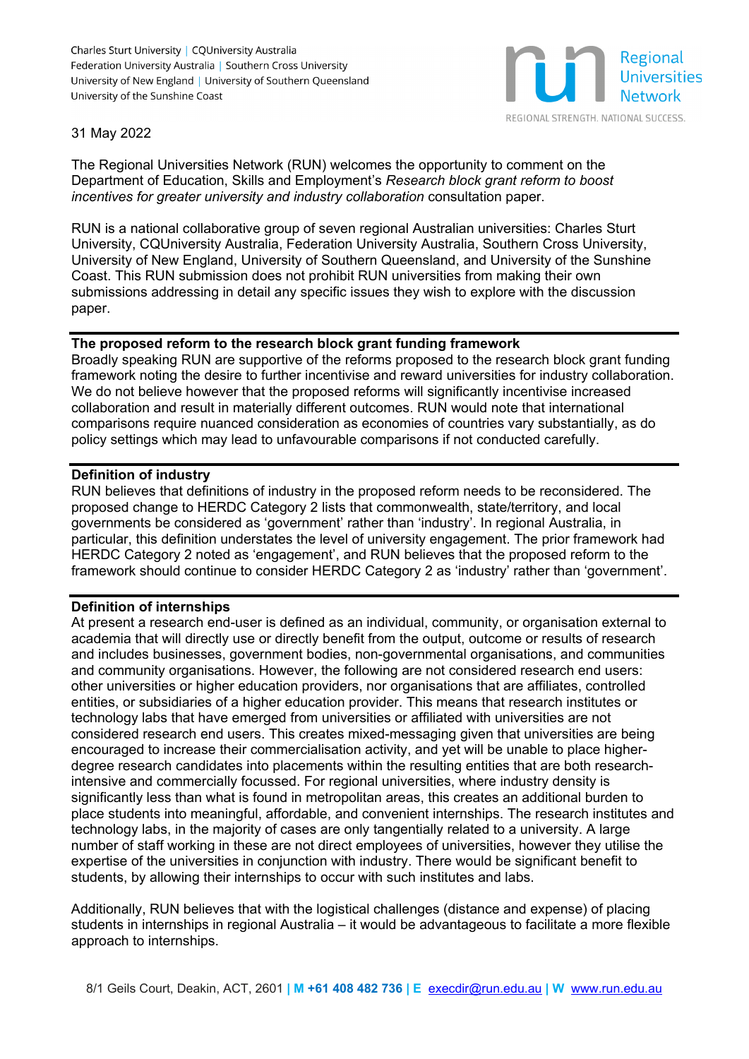Charles Sturt University | CQUniversity Australia
Federation University Australia | Southern Cross University
University of New England | University of Southern Queensland
University of the Sunshine Coast

Regional Universities Network
REGIONAL STRENGTH. NATIONAL SUCCESS.

31 May 2022

The Regional Universities Network (RUN) welcomes the opportunity to comment on the Department of Education, Skills and Employment's *Research block grant reform to boost incentives for greater university and industry collaboration* consultation paper.

RUN is a national collaborative group of seven regional Australian universities: Charles Sturt University, CQUniversity Australia, Federation University Australia, Southern Cross University, University of New England, University of Southern Queensland, and University of the Sunshine Coast. This RUN submission does not prohibit RUN universities from making their own submissions addressing in detail any specific issues they wish to explore with the discussion paper.

**The proposed reform to the research block grant funding framework**

Broadly speaking RUN are supportive of the reforms proposed to the research block grant funding framework noting the desire to further incentivise and reward universities for industry collaboration. We do not believe however that the proposed reforms will significantly incentivise increased collaboration and result in materially different outcomes. RUN would note that international comparisons require nuanced consideration as economies of countries vary substantially, as do policy settings which may lead to unfavourable comparisons if not conducted carefully.

**Definition of industry**

RUN believes that definitions of industry in the proposed reform needs to be reconsidered. The proposed change to HERDC Category 2 lists that commonwealth, state/territory, and local governments be considered as 'government' rather than 'industry'. In regional Australia, in particular, this definition understates the level of university engagement. The prior framework had HERDC Category 2 noted as 'engagement', and RUN believes that the proposed reform to the framework should continue to consider HERDC Category 2 as 'industry' rather than 'government'.

**Definition of internships**

At present a research end-user is defined as an individual, community, or organisation external to academia that will directly use or directly benefit from the output, outcome or results of research and includes businesses, government bodies, non-governmental organisations, and communities and community organisations. However, the following are not considered research end users: other universities or higher education providers, nor organisations that are affiliates, controlled entities, or subsidiaries of a higher education provider. This means that research institutes or technology labs that have emerged from universities or affiliated with universities are not considered research end users. This creates mixed-messaging given that universities are being encouraged to increase their commercialisation activity, and yet will be unable to place higher-degree research candidates into placements within the resulting entities that are both research-intensive and commercially focussed. For regional universities, where industry density is significantly less than what is found in metropolitan areas, this creates an additional burden to place students into meaningful, affordable, and convenient internships. The research institutes and technology labs, in the majority of cases are only tangentially related to a university. A large number of staff working in these are not direct employees of universities, however they utilise the expertise of the universities in conjunction with industry. There would be significant benefit to students, by allowing their internships to occur with such institutes and labs.

Additionally, RUN believes that with the logistical challenges (distance and expense) of placing students in internships in regional Australia – it would be advantageous to facilitate a more flexible approach to internships.

8/1 Geils Court, Deakin, ACT, 2601 | M +61 408 482 736 | E execdir@run.edu.au | W www.run.edu.au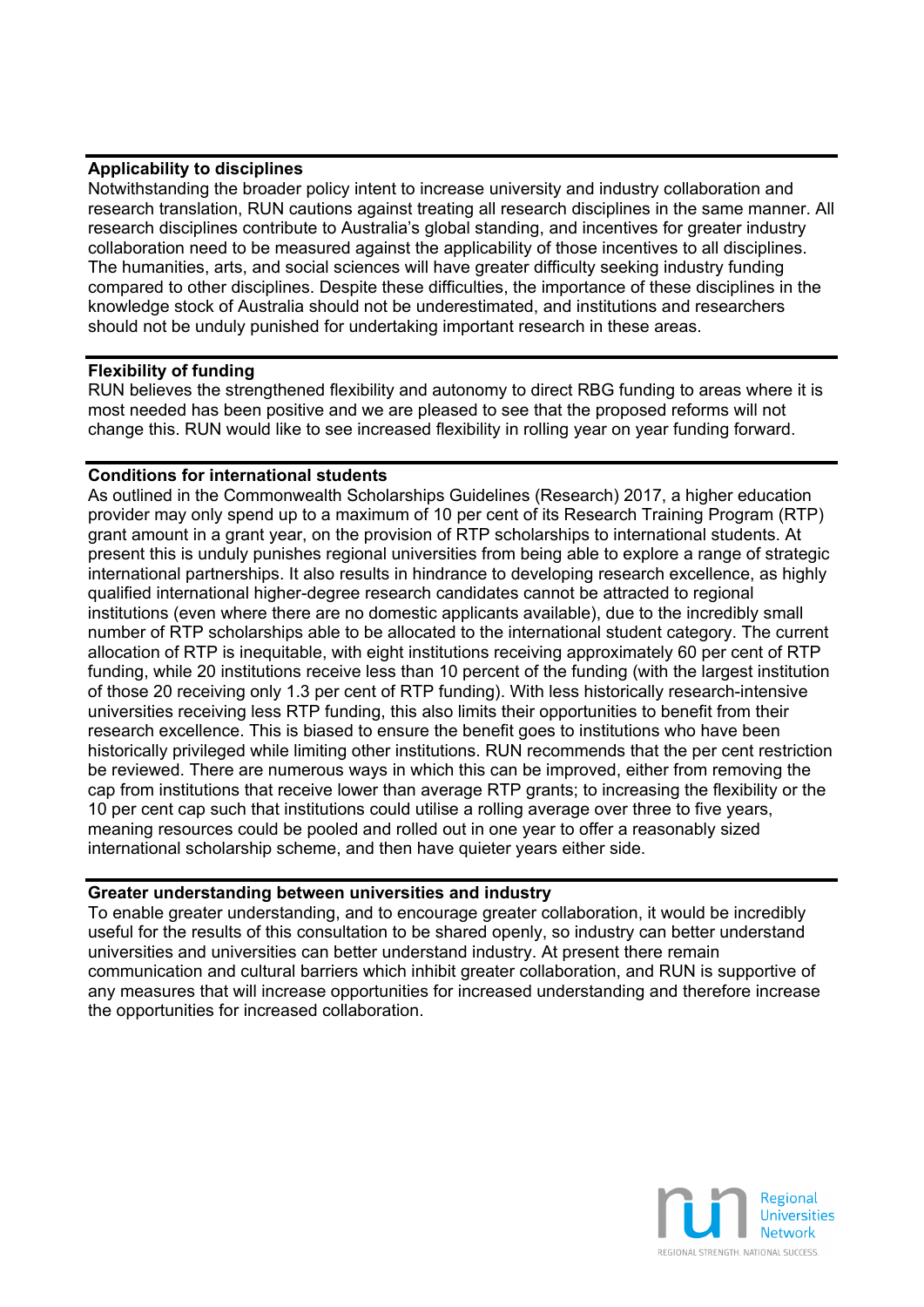**Applicability to disciplines**

Notwithstanding the broader policy intent to increase university and industry collaboration and research translation, RUN cautions against treating all research disciplines in the same manner. All research disciplines contribute to Australia's global standing, and incentives for greater industry collaboration need to be measured against the applicability of those incentives to all disciplines. The humanities, arts, and social sciences will have greater difficulty seeking industry funding compared to other disciplines. Despite these difficulties, the importance of these disciplines in the knowledge stock of Australia should not be underestimated, and institutions and researchers should not be unduly punished for undertaking important research in these areas.

**Flexibility of funding**

RUN believes the strengthened flexibility and autonomy to direct RBG funding to areas where it is most needed has been positive and we are pleased to see that the proposed reforms will not change this. RUN would like to see increased flexibility in rolling year on year funding forward.

**Conditions for international students**

As outlined in the Commonwealth Scholarships Guidelines (Research) 2017, a higher education provider may only spend up to a maximum of 10 per cent of its Research Training Program (RTP) grant amount in a grant year, on the provision of RTP scholarships to international students. At present this is unduly punishes regional universities from being able to explore a range of strategic international partnerships. It also results in hindrance to developing research excellence, as highly qualified international higher-degree research candidates cannot be attracted to regional institutions (even where there are no domestic applicants available), due to the incredibly small number of RTP scholarships able to be allocated to the international student category. The current allocation of RTP is inequitable, with eight institutions receiving approximately 60 per cent of RTP funding, while 20 institutions receive less than 10 percent of the funding (with the largest institution of those 20 receiving only 1.3 per cent of RTP funding). With less historically research-intensive universities receiving less RTP funding, this also limits their opportunities to benefit from their research excellence. This is biased to ensure the benefit goes to institutions who have been historically privileged while limiting other institutions. RUN recommends that the per cent restriction be reviewed. There are numerous ways in which this can be improved, either from removing the cap from institutions that receive lower than average RTP grants; to increasing the flexibility or the 10 per cent cap such that institutions could utilise a rolling average over three to five years, meaning resources could be pooled and rolled out in one year to offer a reasonably sized international scholarship scheme, and then have quieter years either side.

**Greater understanding between universities and industry**

To enable greater understanding, and to encourage greater collaboration, it would be incredibly useful for the results of this consultation to be shared openly, so industry can better understand universities and universities can better understand industry. At present there remain communication and cultural barriers which inhibit greater collaboration, and RUN is supportive of any measures that will increase opportunities for increased understanding and therefore increase the opportunities for increased collaboration.